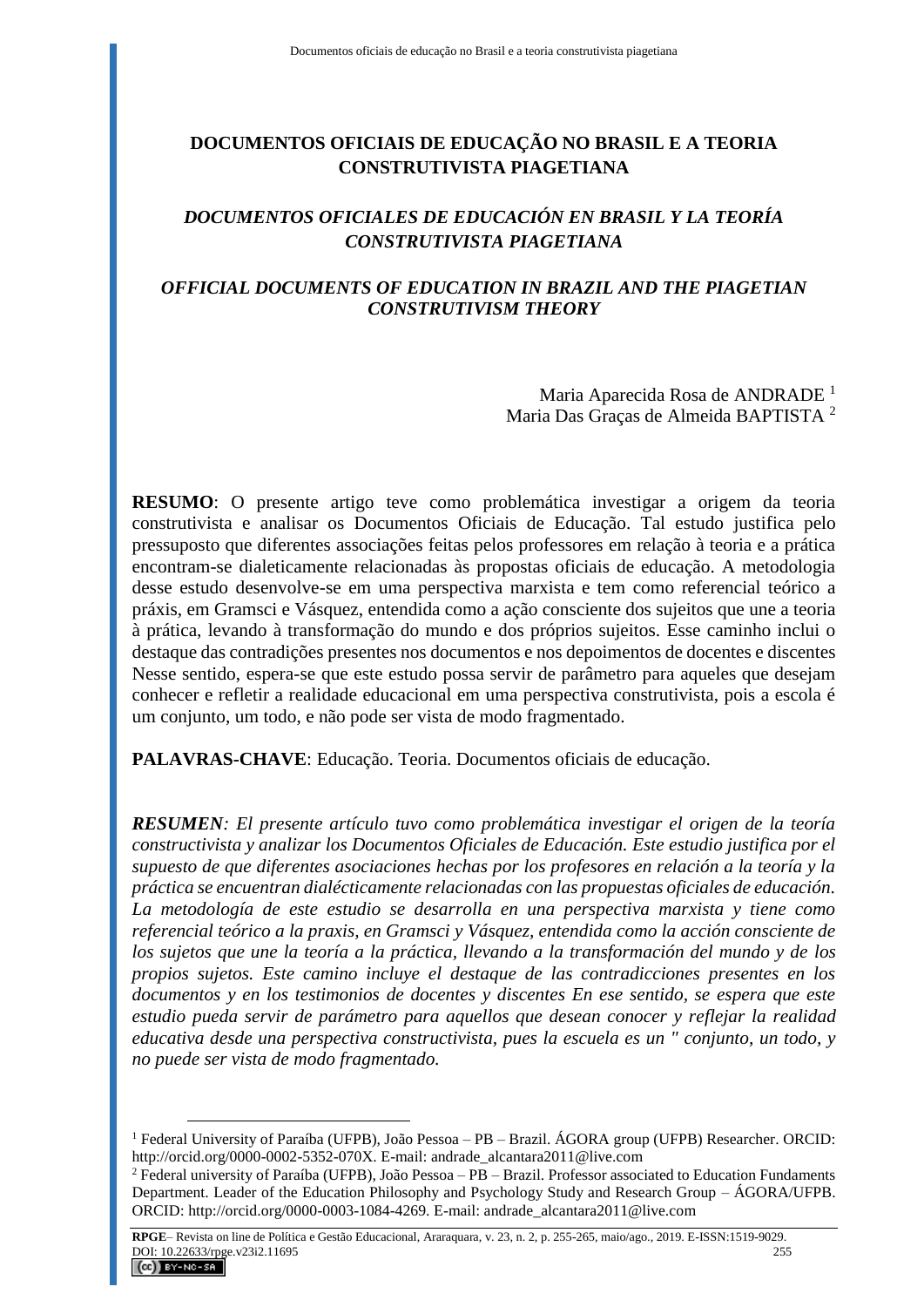# DOCUMENTOS OFICIAIS DE EDUCAÇÃO NO BRASIL E A TEORIA CONSTRUTIVISTA PIAGETIANA

## *DOCUMENTOS OFICIALES DE EDUCACIÓN EN BRASIL Y LA TEORÍA CONSTRUTIVISTA PIAGETIANA*

## *OFFICIAL DOCUMENTS OF EDUCATION IN BRAZIL AND THE PIAGETIAN CONSTRUTIVISM THEORY*

Maria Aparecida Rosa de ANDRADE [1]
Maria Das Graças de Almeida BAPTISTA [2]

**RESUMO**: O presente artigo teve como problemática investigar a origem da teoria construtivista e analisar os Documentos Oficiais de Educação. Tal estudo justifica pelo pressuposto que diferentes associações feitas pelos professores em relação à teoria e a prática encontram-se dialeticamente relacionadas às propostas oficiais de educação. A metodologia desse estudo desenvolve-se em uma perspectiva marxista e tem como referencial teórico a práxis, em Gramsci e Vásquez, entendida como a ação consciente dos sujeitos que une a teoria à prática, levando à transformação do mundo e dos próprios sujeitos. Esse caminho inclui o destaque das contradições presentes nos documentos e nos depoimentos de docentes e discentes Nesse sentido, espera-se que este estudo possa servir de parâmetro para aqueles que desejam conhecer e refletir a realidade educacional em uma perspectiva construtivista, pois a escola é um conjunto, um todo, e não pode ser vista de modo fragmentado.

**PALAVRAS-CHAVE**: Educação. Teoria. Documentos oficiais de educação.

***RESUMEN****: El presente artículo tuvo como problemática investigar el origen de la teoría constructivista y analizar los Documentos Oficiales de Educación. Este estudio justifica por el supuesto de que diferentes asociaciones hechas por los profesores en relación a la teoría y la práctica se encuentran dialécticamente relacionadas con las propuestas oficiales de educación. La metodología de este estudio se desarrolla en una perspectiva marxista y tiene como referencial teórico a la praxis, en Gramsci y Vásquez, entendida como la acción consciente de los sujetos que une la teoría a la práctica, llevando a la transformación del mundo y de los propios sujetos. Este camino incluye el destaque de las contradicciones presentes en los documentos y en los testimonios de docentes y discentes En ese sentido, se espera que este estudio pueda servir de parámetro para aquellos que desean conocer y reflejar la realidad educativa desde una perspectiva constructivista, pues la escuela es un " conjunto, un todo, y no puede ser vista de modo fragmentado.*

---

[1] Federal University of Paraíba (UFPB), João Pessoa – PB – Brazil. ÁGORA group (UFPB) Researcher. ORCID: http://orcid.org/0000-0002-5352-070X. E-mail: andrade_alcantara2011@live.com

[2] Federal university of Paraíba (UFPB), João Pessoa – PB – Brazil. Professor associated to Education Fundaments Department. Leader of the Education Philosophy and Psychology Study and Research Group – ÁGORA/UFPB. ORCID: http://orcid.org/0000-0003-1084-4269. E-mail: andrade_alcantara2011@live.com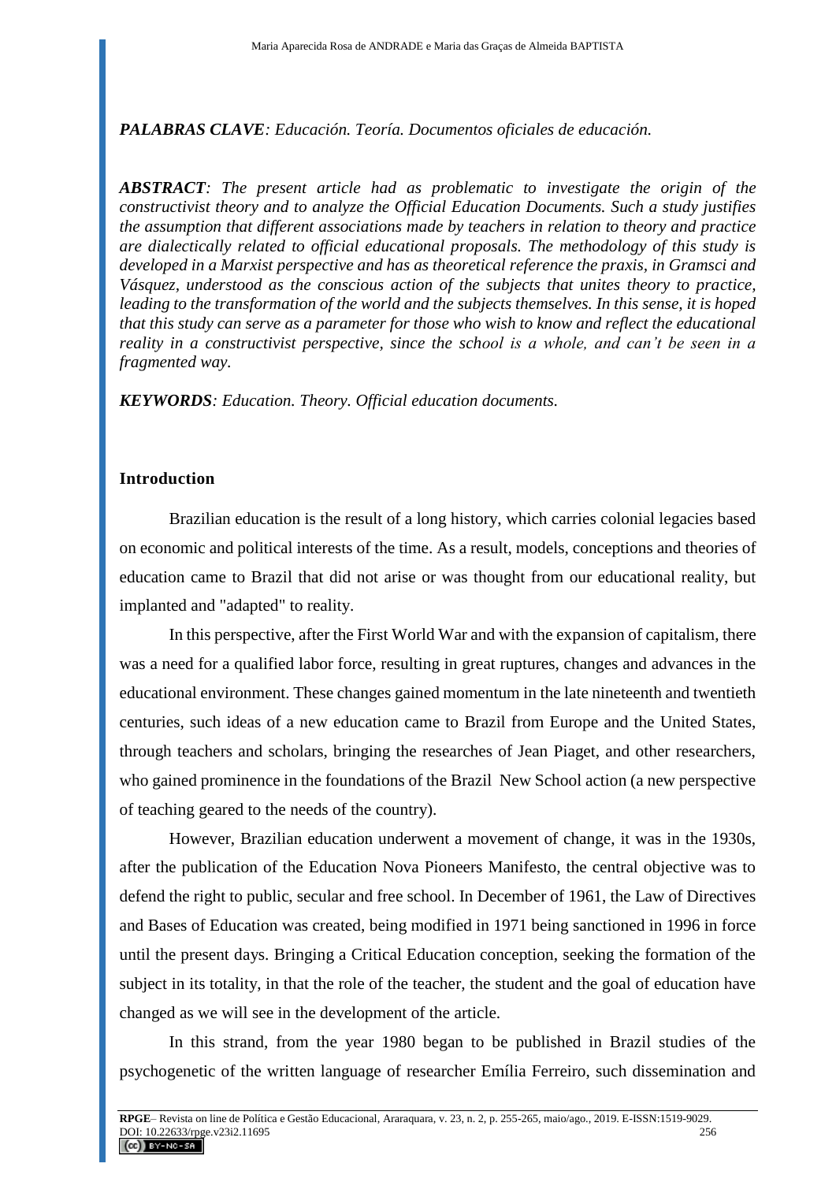***PALABRAS CLAVE**: Educación. Teoría. Documentos oficiales de educación.*

***ABSTRACT**: The present article had as problematic to investigate the origin of the constructivist theory and to analyze the Official Education Documents. Such a study justifies the assumption that different associations made by teachers in relation to theory and practice are dialectically related to official educational proposals. The methodology of this study is developed in a Marxist perspective and has as theoretical reference the praxis, in Gramsci and Vásquez, understood as the conscious action of the subjects that unites theory to practice, leading to the transformation of the world and the subjects themselves. In this sense, it is hoped that this study can serve as a parameter for those who wish to know and reflect the educational reality in a constructivist perspective, since the school is a whole, and can't be seen in a fragmented way.*

***KEYWORDS**: Education. Theory. Official education documents.*

## Introduction

Brazilian education is the result of a long history, which carries colonial legacies based on economic and political interests of the time. As a result, models, conceptions and theories of education came to Brazil that did not arise or was thought from our educational reality, but implanted and "adapted" to reality.

In this perspective, after the First World War and with the expansion of capitalism, there was a need for a qualified labor force, resulting in great ruptures, changes and advances in the educational environment. These changes gained momentum in the late nineteenth and twentieth centuries, such ideas of a new education came to Brazil from Europe and the United States, through teachers and scholars, bringing the researches of Jean Piaget, and other researchers, who gained prominence in the foundations of the Brazil New School action (a new perspective of teaching geared to the needs of the country).

However, Brazilian education underwent a movement of change, it was in the 1930s, after the publication of the Education Nova Pioneers Manifesto, the central objective was to defend the right to public, secular and free school. In December of 1961, the Law of Directives and Bases of Education was created, being modified in 1971 being sanctioned in 1996 in force until the present days. Bringing a Critical Education conception, seeking the formation of the subject in its totality, in that the role of the teacher, the student and the goal of education have changed as we will see in the development of the article.

In this strand, from the year 1980 began to be published in Brazil studies of the psychogenetic of the written language of researcher Emília Ferreiro, such dissemination and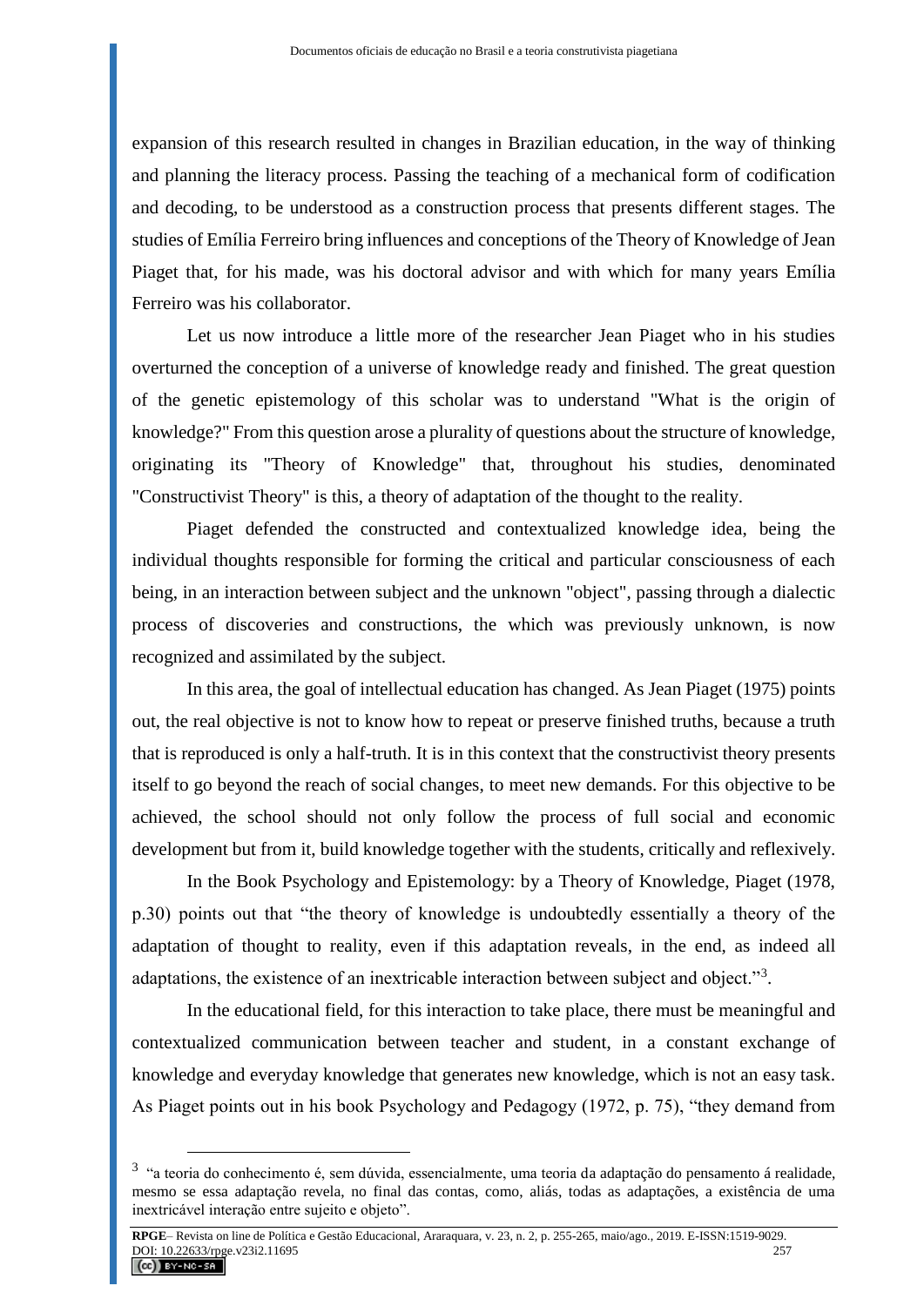expansion of this research resulted in changes in Brazilian education, in the way of thinking and planning the literacy process. Passing the teaching of a mechanical form of codification and decoding, to be understood as a construction process that presents different stages. The studies of Emília Ferreiro bring influences and conceptions of the Theory of Knowledge of Jean Piaget that, for his made, was his doctoral advisor and with which for many years Emília Ferreiro was his collaborator.

Let us now introduce a little more of the researcher Jean Piaget who in his studies overturned the conception of a universe of knowledge ready and finished. The great question of the genetic epistemology of this scholar was to understand "What is the origin of knowledge?" From this question arose a plurality of questions about the structure of knowledge, originating its "Theory of Knowledge" that, throughout his studies, denominated "Constructivist Theory" is this, a theory of adaptation of the thought to the reality.

Piaget defended the constructed and contextualized knowledge idea, being the individual thoughts responsible for forming the critical and particular consciousness of each being, in an interaction between subject and the unknown "object", passing through a dialectic process of discoveries and constructions, the which was previously unknown, is now recognized and assimilated by the subject.

In this area, the goal of intellectual education has changed. As Jean Piaget (1975) points out, the real objective is not to know how to repeat or preserve finished truths, because a truth that is reproduced is only a half-truth. It is in this context that the constructivist theory presents itself to go beyond the reach of social changes, to meet new demands. For this objective to be achieved, the school should not only follow the process of full social and economic development but from it, build knowledge together with the students, critically and reflexively.

In the Book Psychology and Epistemology: by a Theory of Knowledge, Piaget (1978, p.30) points out that "the theory of knowledge is undoubtedly essentially a theory of the adaptation of thought to reality, even if this adaptation reveals, in the end, as indeed all adaptations, the existence of an inextricable interaction between subject and object."[3].

In the educational field, for this interaction to take place, there must be meaningful and contextualized communication between teacher and student, in a constant exchange of knowledge and everyday knowledge that generates new knowledge, which is not an easy task. As Piaget points out in his book Psychology and Pedagogy (1972, p. 75), "they demand from

---

[3] "a teoria do conhecimento é, sem dúvida, essencialmente, uma teoria da adaptação do pensamento á realidade, mesmo se essa adaptação revela, no final das contas, como, aliás, todas as adaptações, a existência de uma inextricável interação entre sujeito e objeto".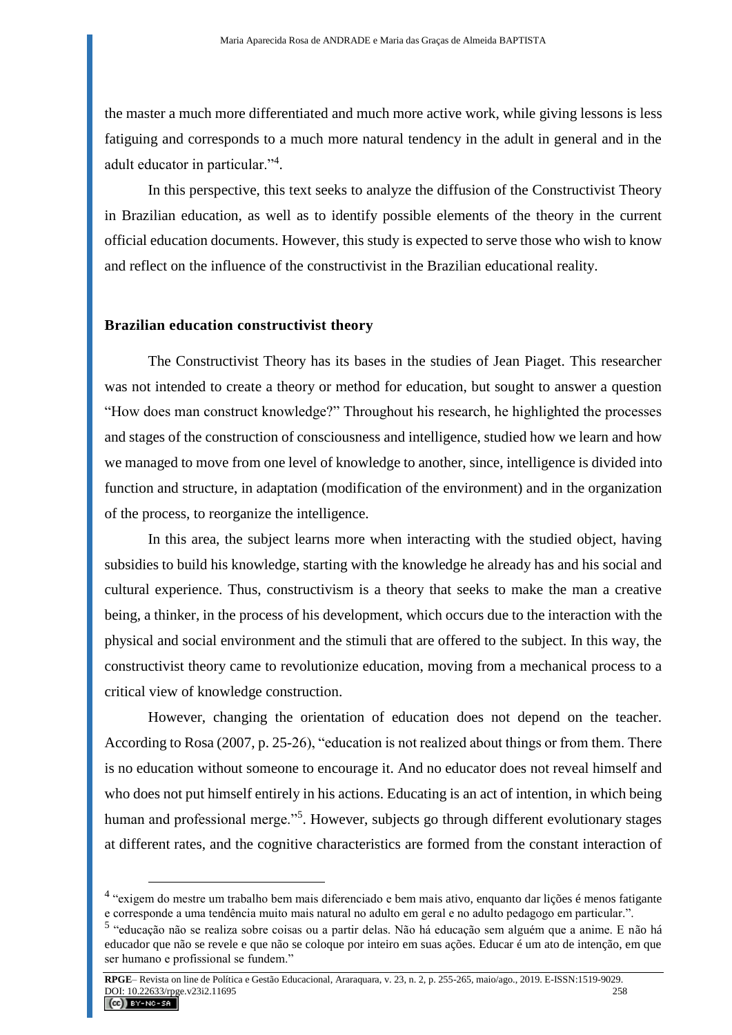the master a much more differentiated and much more active work, while giving lessons is less fatiguing and corresponds to a much more natural tendency in the adult in general and in the adult educator in particular."[4].

In this perspective, this text seeks to analyze the diffusion of the Constructivist Theory in Brazilian education, as well as to identify possible elements of the theory in the current official education documents. However, this study is expected to serve those who wish to know and reflect on the influence of the constructivist in the Brazilian educational reality.

## Brazilian education constructivist theory

The Constructivist Theory has its bases in the studies of Jean Piaget. This researcher was not intended to create a theory or method for education, but sought to answer a question "How does man construct knowledge?" Throughout his research, he highlighted the processes and stages of the construction of consciousness and intelligence, studied how we learn and how we managed to move from one level of knowledge to another, since, intelligence is divided into function and structure, in adaptation (modification of the environment) and in the organization of the process, to reorganize the intelligence.

In this area, the subject learns more when interacting with the studied object, having subsidies to build his knowledge, starting with the knowledge he already has and his social and cultural experience. Thus, constructivism is a theory that seeks to make the man a creative being, a thinker, in the process of his development, which occurs due to the interaction with the physical and social environment and the stimuli that are offered to the subject. In this way, the constructivist theory came to revolutionize education, moving from a mechanical process to a critical view of knowledge construction.

However, changing the orientation of education does not depend on the teacher. According to Rosa (2007, p. 25-26), "education is not realized about things or from them. There is no education without someone to encourage it. And no educator does not reveal himself and who does not put himself entirely in his actions. Educating is an act of intention, in which being human and professional merge."[5]. However, subjects go through different evolutionary stages at different rates, and the cognitive characteristics are formed from the constant interaction of

---

[4] "exigem do mestre um trabalho bem mais diferenciado e bem mais ativo, enquanto dar lições é menos fatigante e corresponde a uma tendência muito mais natural no adulto em geral e no adulto pedagogo em particular.".

[5] "educação não se realiza sobre coisas ou a partir delas. Não há educação sem alguém que a anime. E não há educador que não se revele e que não se coloque por inteiro em suas ações. Educar é um ato de intenção, em que ser humano e profissional se fundem."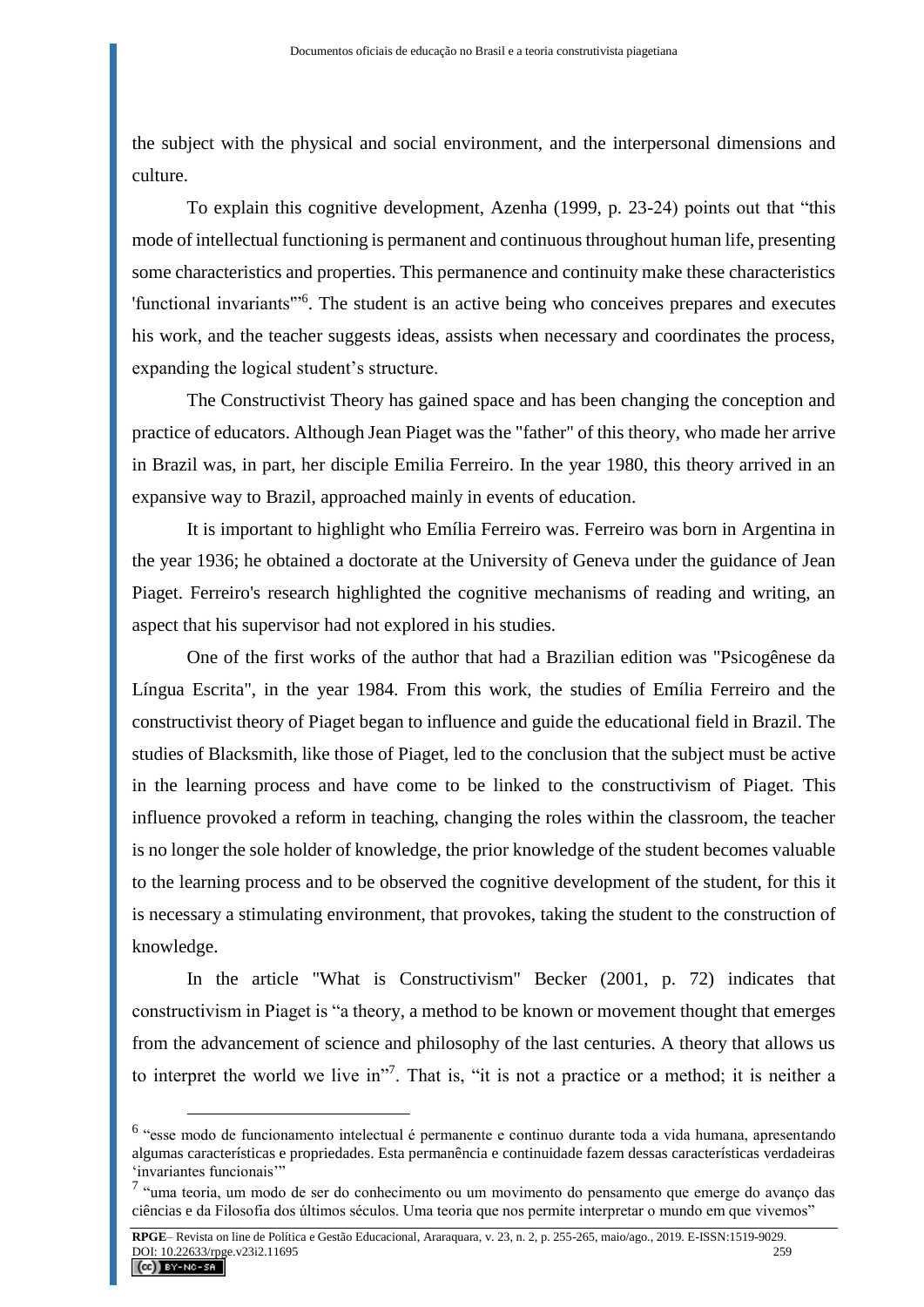the subject with the physical and social environment, and the interpersonal dimensions and culture.

To explain this cognitive development, Azenha (1999, p. 23-24) points out that "this mode of intellectual functioning is permanent and continuous throughout human life, presenting some characteristics and properties. This permanence and continuity make these characteristics 'functional invariants'"[6]. The student is an active being who conceives prepares and executes his work, and the teacher suggests ideas, assists when necessary and coordinates the process, expanding the logical student's structure.

The Constructivist Theory has gained space and has been changing the conception and practice of educators. Although Jean Piaget was the "father" of this theory, who made her arrive in Brazil was, in part, her disciple Emilia Ferreiro. In the year 1980, this theory arrived in an expansive way to Brazil, approached mainly in events of education.

It is important to highlight who Emília Ferreiro was. Ferreiro was born in Argentina in the year 1936; he obtained a doctorate at the University of Geneva under the guidance of Jean Piaget. Ferreiro's research highlighted the cognitive mechanisms of reading and writing, an aspect that his supervisor had not explored in his studies.

One of the first works of the author that had a Brazilian edition was "Psicogênese da Língua Escrita", in the year 1984. From this work, the studies of Emília Ferreiro and the constructivist theory of Piaget began to influence and guide the educational field in Brazil. The studies of Blacksmith, like those of Piaget, led to the conclusion that the subject must be active in the learning process and have come to be linked to the constructivism of Piaget. This influence provoked a reform in teaching, changing the roles within the classroom, the teacher is no longer the sole holder of knowledge, the prior knowledge of the student becomes valuable to the learning process and to be observed the cognitive development of the student, for this it is necessary a stimulating environment, that provokes, taking the student to the construction of knowledge.

In the article "What is Constructivism" Becker (2001, p. 72) indicates that constructivism in Piaget is "a theory, a method to be known or movement thought that emerges from the advancement of science and philosophy of the last centuries. A theory that allows us to interpret the world we live in"[7]. That is, "it is not a practice or a method; it is neither a

---

[6] "esse modo de funcionamento intelectual é permanente e continuo durante toda a vida humana, apresentando algumas características e propriedades. Esta permanência e continuidade fazem dessas características verdadeiras 'invariantes funcionais'"

[7] "uma teoria, um modo de ser do conhecimento ou um movimento do pensamento que emerge do avanço das ciências e da Filosofia dos últimos séculos. Uma teoria que nos permite interpretar o mundo em que vivemos"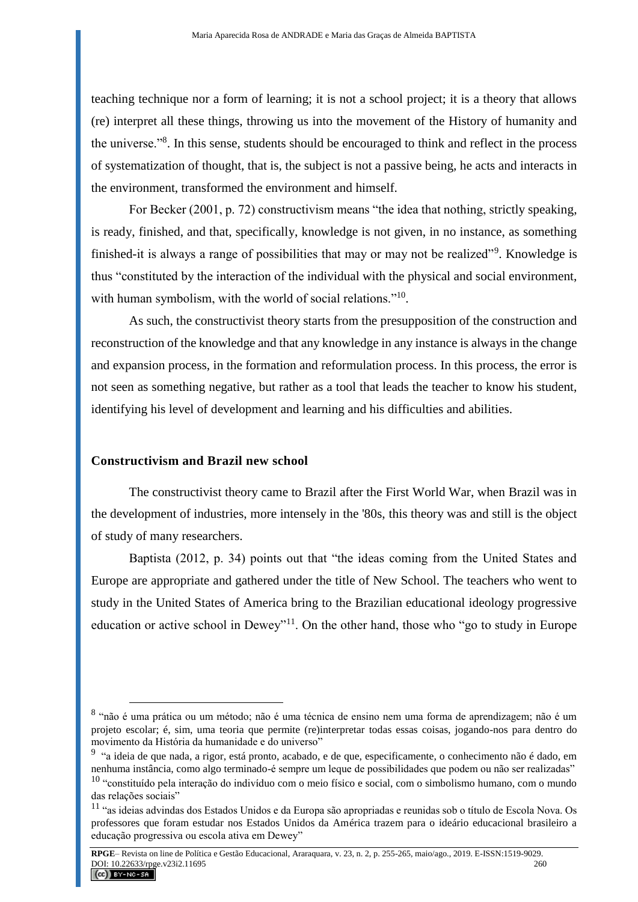teaching technique nor a form of learning; it is not a school project; it is a theory that allows (re) interpret all these things, throwing us into the movement of the History of humanity and the universe."[8]. In this sense, students should be encouraged to think and reflect in the process of systematization of thought, that is, the subject is not a passive being, he acts and interacts in the environment, transformed the environment and himself.

For Becker (2001, p. 72) constructivism means "the idea that nothing, strictly speaking, is ready, finished, and that, specifically, knowledge is not given, in no instance, as something finished-it is always a range of possibilities that may or may not be realized"[9]. Knowledge is thus "constituted by the interaction of the individual with the physical and social environment, with human symbolism, with the world of social relations."[10].

As such, the constructivist theory starts from the presupposition of the construction and reconstruction of the knowledge and that any knowledge in any instance is always in the change and expansion process, in the formation and reformulation process. In this process, the error is not seen as something negative, but rather as a tool that leads the teacher to know his student, identifying his level of development and learning and his difficulties and abilities.

## Constructivism and Brazil new school

The constructivist theory came to Brazil after the First World War, when Brazil was in the development of industries, more intensely in the '80s, this theory was and still is the object of study of many researchers.

Baptista (2012, p. 34) points out that "the ideas coming from the United States and Europe are appropriate and gathered under the title of New School. The teachers who went to study in the United States of America bring to the Brazilian educational ideology progressive education or active school in Dewey"[11]. On the other hand, those who "go to study in Europe

---

[8] "não é uma prática ou um método; não é uma técnica de ensino nem uma forma de aprendizagem; não é um projeto escolar; é, sim, uma teoria que permite (re)interpretar todas essas coisas, jogando-nos para dentro do movimento da História da humanidade e do universo"

[9] "a ideia de que nada, a rigor, está pronto, acabado, e de que, especificamente, o conhecimento não é dado, em nenhuma instância, como algo terminado-é sempre um leque de possibilidades que podem ou não ser realizadas"

[10] "constituído pela interação do indivíduo com o meio físico e social, com o simbolismo humano, com o mundo das relações sociais"

[11] "as ideias advindas dos Estados Unidos e da Europa são apropriadas e reunidas sob o título de Escola Nova. Os professores que foram estudar nos Estados Unidos da América trazem para o ideário educacional brasileiro a educação progressiva ou escola ativa em Dewey"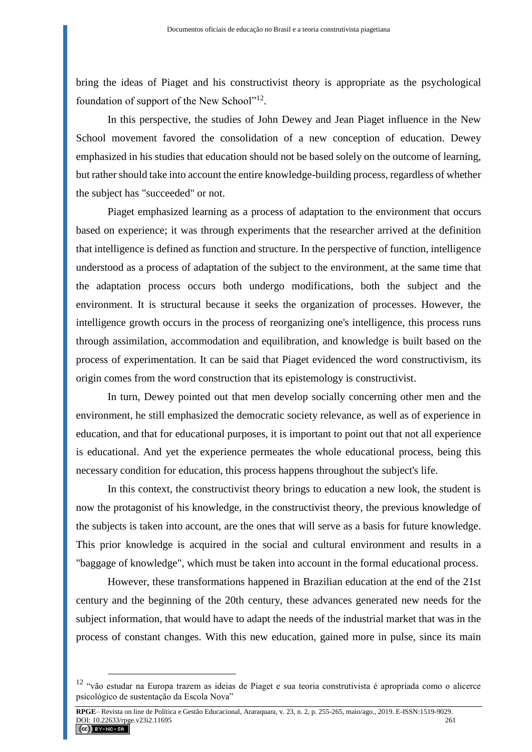bring the ideas of Piaget and his constructivist theory is appropriate as the psychological foundation of support of the New School"[12].

In this perspective, the studies of John Dewey and Jean Piaget influence in the New School movement favored the consolidation of a new conception of education. Dewey emphasized in his studies that education should not be based solely on the outcome of learning, but rather should take into account the entire knowledge-building process, regardless of whether the subject has "succeeded" or not.

Piaget emphasized learning as a process of adaptation to the environment that occurs based on experience; it was through experiments that the researcher arrived at the definition that intelligence is defined as function and structure. In the perspective of function, intelligence understood as a process of adaptation of the subject to the environment, at the same time that the adaptation process occurs both undergo modifications, both the subject and the environment. It is structural because it seeks the organization of processes. However, the intelligence growth occurs in the process of reorganizing one's intelligence, this process runs through assimilation, accommodation and equilibration, and knowledge is built based on the process of experimentation. It can be said that Piaget evidenced the word constructivism, its origin comes from the word construction that its epistemology is constructivist.

In turn, Dewey pointed out that men develop socially concerning other men and the environment, he still emphasized the democratic society relevance, as well as of experience in education, and that for educational purposes, it is important to point out that not all experience is educational. And yet the experience permeates the whole educational process, being this necessary condition for education, this process happens throughout the subject's life.

In this context, the constructivist theory brings to education a new look, the student is now the protagonist of his knowledge, in the constructivist theory, the previous knowledge of the subjects is taken into account, are the ones that will serve as a basis for future knowledge. This prior knowledge is acquired in the social and cultural environment and results in a "baggage of knowledge", which must be taken into account in the formal educational process.

However, these transformations happened in Brazilian education at the end of the 21st century and the beginning of the 20th century, these advances generated new needs for the subject information, that would have to adapt the needs of the industrial market that was in the process of constant changes. With this new education, gained more in pulse, since its main

---

[12] "vão estudar na Europa trazem as ideias de Piaget e sua teoria construtivista é apropriada como o alicerce psicológico de sustentação da Escola Nova"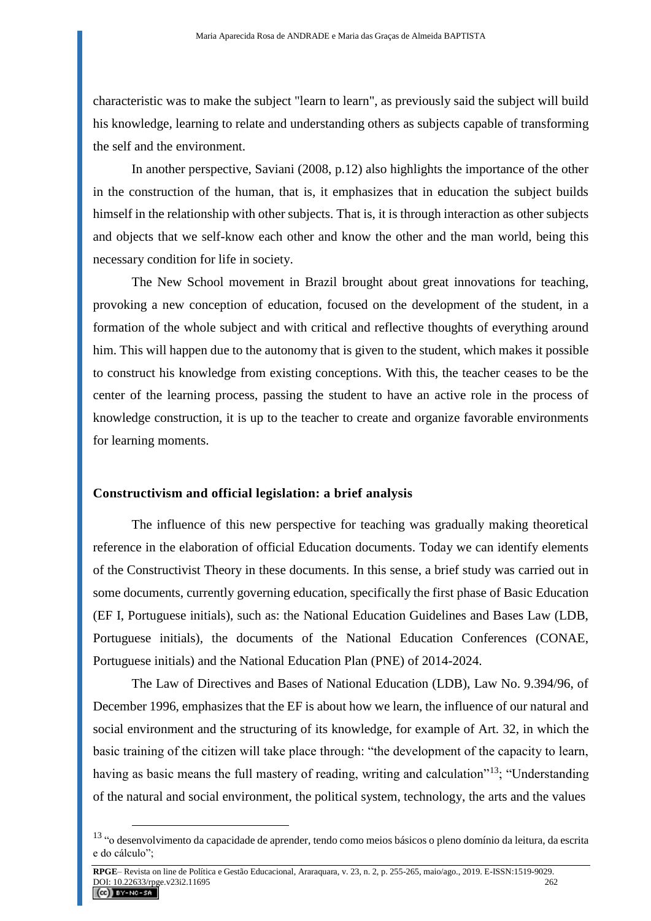characteristic was to make the subject "learn to learn", as previously said the subject will build his knowledge, learning to relate and understanding others as subjects capable of transforming the self and the environment.

In another perspective, Saviani (2008, p.12) also highlights the importance of the other in the construction of the human, that is, it emphasizes that in education the subject builds himself in the relationship with other subjects. That is, it is through interaction as other subjects and objects that we self-know each other and know the other and the man world, being this necessary condition for life in society.

The New School movement in Brazil brought about great innovations for teaching, provoking a new conception of education, focused on the development of the student, in a formation of the whole subject and with critical and reflective thoughts of everything around him. This will happen due to the autonomy that is given to the student, which makes it possible to construct his knowledge from existing conceptions. With this, the teacher ceases to be the center of the learning process, passing the student to have an active role in the process of knowledge construction, it is up to the teacher to create and organize favorable environments for learning moments.

## Constructivism and official legislation: a brief analysis

The influence of this new perspective for teaching was gradually making theoretical reference in the elaboration of official Education documents. Today we can identify elements of the Constructivist Theory in these documents. In this sense, a brief study was carried out in some documents, currently governing education, specifically the first phase of Basic Education (EF I, Portuguese initials), such as: the National Education Guidelines and Bases Law (LDB, Portuguese initials), the documents of the National Education Conferences (CONAE, Portuguese initials) and the National Education Plan (PNE) of 2014-2024.

The Law of Directives and Bases of National Education (LDB), Law No. 9.394/96, of December 1996, emphasizes that the EF is about how we learn, the influence of our natural and social environment and the structuring of its knowledge, for example of Art. 32, in which the basic training of the citizen will take place through: "the development of the capacity to learn, having as basic means the full mastery of reading, writing and calculation"[13]; "Understanding of the natural and social environment, the political system, technology, the arts and the values

[13] "o desenvolvimento da capacidade de aprender, tendo como meios básicos o pleno domínio da leitura, da escrita e do cálculo";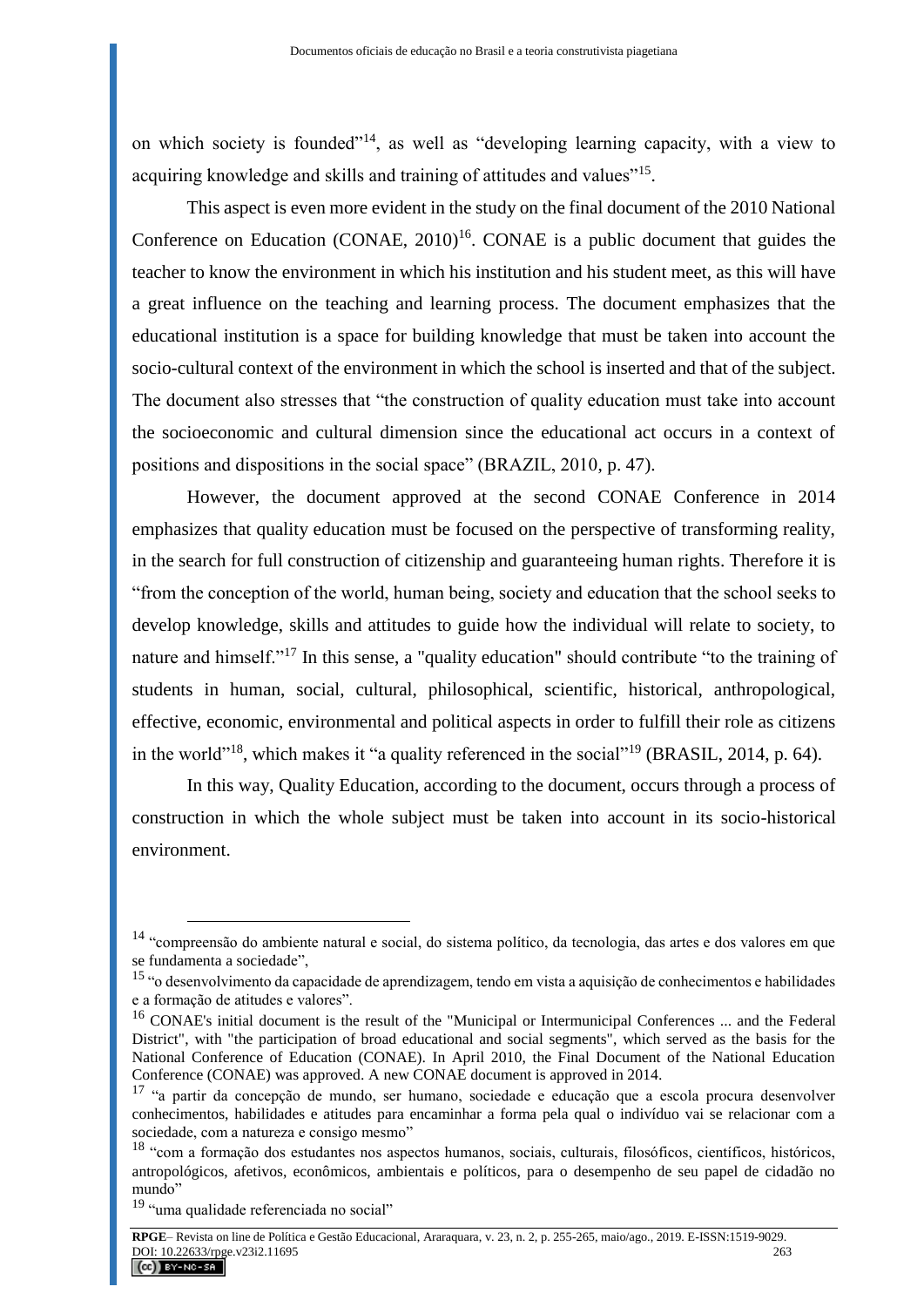on which society is founded"[14], as well as "developing learning capacity, with a view to acquiring knowledge and skills and training of attitudes and values"[15].

This aspect is even more evident in the study on the final document of the 2010 National Conference on Education (CONAE, 2010)[16]. CONAE is a public document that guides the teacher to know the environment in which his institution and his student meet, as this will have a great influence on the teaching and learning process. The document emphasizes that the educational institution is a space for building knowledge that must be taken into account the socio-cultural context of the environment in which the school is inserted and that of the subject. The document also stresses that "the construction of quality education must take into account the socioeconomic and cultural dimension since the educational act occurs in a context of positions and dispositions in the social space" (BRAZIL, 2010, p. 47).

However, the document approved at the second CONAE Conference in 2014 emphasizes that quality education must be focused on the perspective of transforming reality, in the search for full construction of citizenship and guaranteeing human rights. Therefore it is "from the conception of the world, human being, society and education that the school seeks to develop knowledge, skills and attitudes to guide how the individual will relate to society, to nature and himself."[17] In this sense, a "quality education" should contribute "to the training of students in human, social, cultural, philosophical, scientific, historical, anthropological, effective, economic, environmental and political aspects in order to fulfill their role as citizens in the world"[18], which makes it "a quality referenced in the social"[19] (BRASIL, 2014, p. 64).

In this way, Quality Education, according to the document, occurs through a process of construction in which the whole subject must be taken into account in its socio-historical environment.

---

[14] "compreensão do ambiente natural e social, do sistema político, da tecnologia, das artes e dos valores em que se fundamenta a sociedade",

[15] "o desenvolvimento da capacidade de aprendizagem, tendo em vista a aquisição de conhecimentos e habilidades e a formação de atitudes e valores".

[16] CONAE's initial document is the result of the "Municipal or Intermunicipal Conferences ... and the Federal District", with "the participation of broad educational and social segments", which served as the basis for the National Conference of Education (CONAE). In April 2010, the Final Document of the National Education Conference (CONAE) was approved. A new CONAE document is approved in 2014.

[17] "a partir da concepção de mundo, ser humano, sociedade e educação que a escola procura desenvolver conhecimentos, habilidades e atitudes para encaminhar a forma pela qual o indivíduo vai se relacionar com a sociedade, com a natureza e consigo mesmo"

[18] "com a formação dos estudantes nos aspectos humanos, sociais, culturais, filosóficos, científicos, históricos, antropológicos, afetivos, econômicos, ambientais e políticos, para o desempenho de seu papel de cidadão no mundo"

[19] "uma qualidade referenciada no social"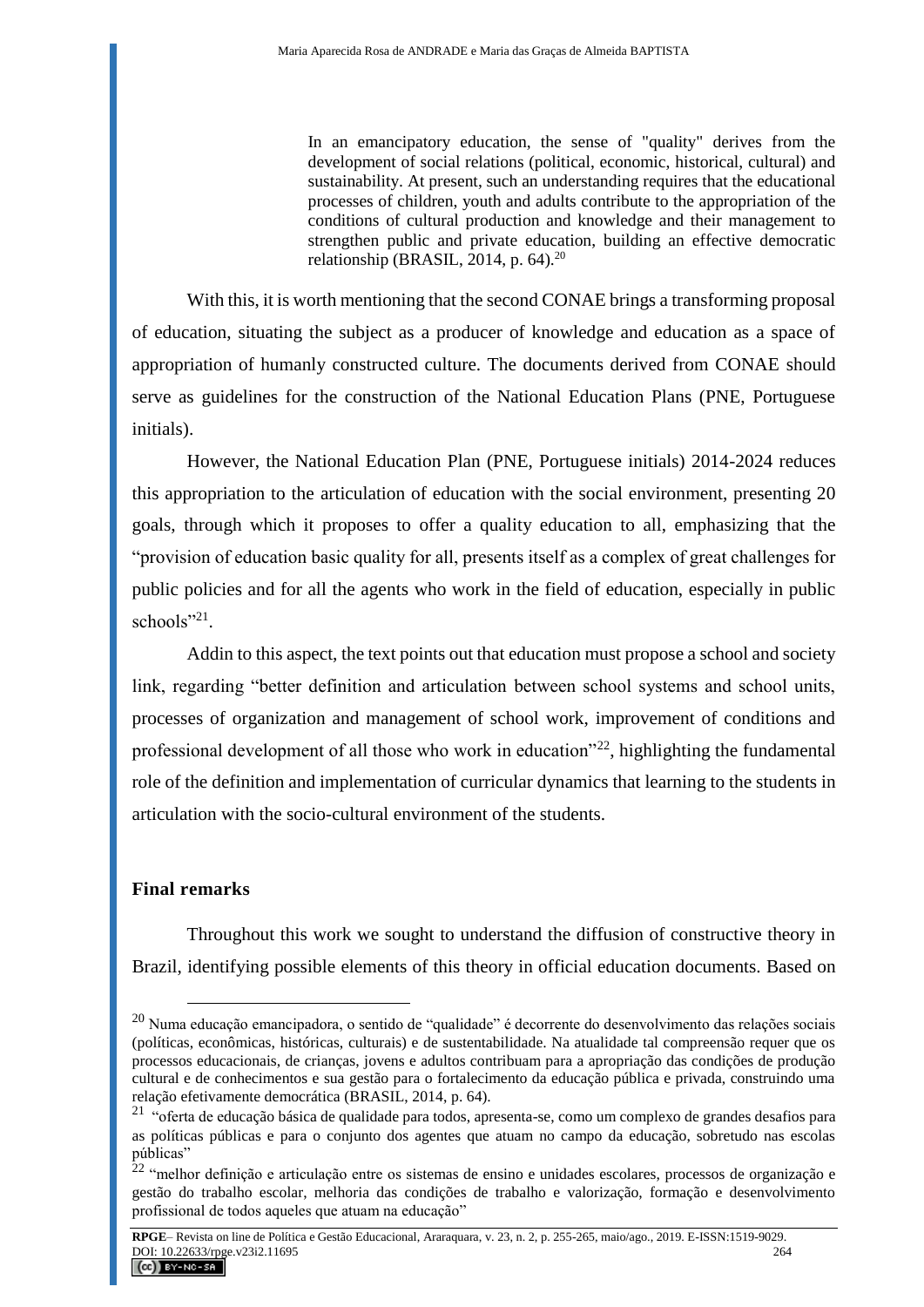> In an emancipatory education, the sense of "quality" derives from the development of social relations (political, economic, historical, cultural) and sustainability. At present, such an understanding requires that the educational processes of children, youth and adults contribute to the appropriation of the conditions of cultural production and knowledge and their management to strengthen public and private education, building an effective democratic relationship (BRASIL, 2014, p. 64).[20]

With this, it is worth mentioning that the second CONAE brings a transforming proposal of education, situating the subject as a producer of knowledge and education as a space of appropriation of humanly constructed culture. The documents derived from CONAE should serve as guidelines for the construction of the National Education Plans (PNE, Portuguese initials).

However, the National Education Plan (PNE, Portuguese initials) 2014-2024 reduces this appropriation to the articulation of education with the social environment, presenting 20 goals, through which it proposes to offer a quality education to all, emphasizing that the "provision of education basic quality for all, presents itself as a complex of great challenges for public policies and for all the agents who work in the field of education, especially in public schools"[21].

Addin to this aspect, the text points out that education must propose a school and society link, regarding "better definition and articulation between school systems and school units, processes of organization and management of school work, improvement of conditions and professional development of all those who work in education"[22], highlighting the fundamental role of the definition and implementation of curricular dynamics that learning to the students in articulation with the socio-cultural environment of the students.

## Final remarks

Throughout this work we sought to understand the diffusion of constructive theory in Brazil, identifying possible elements of this theory in official education documents. Based on

---

[20] Numa educação emancipadora, o sentido de "qualidade" é decorrente do desenvolvimento das relações sociais (políticas, econômicas, históricas, culturais) e de sustentabilidade. Na atualidade tal compreensão requer que os processos educacionais, de crianças, jovens e adultos contribuam para a apropriação das condições de produção cultural e de conhecimentos e sua gestão para o fortalecimento da educação pública e privada, construindo uma relação efetivamente democrática (BRASIL, 2014, p. 64).

[21] "oferta de educação básica de qualidade para todos, apresenta-se, como um complexo de grandes desafios para as políticas públicas e para o conjunto dos agentes que atuam no campo da educação, sobretudo nas escolas públicas"

[22] "melhor definição e articulação entre os sistemas de ensino e unidades escolares, processos de organização e gestão do trabalho escolar, melhoria das condições de trabalho e valorização, formação e desenvolvimento profissional de todos aqueles que atuam na educação"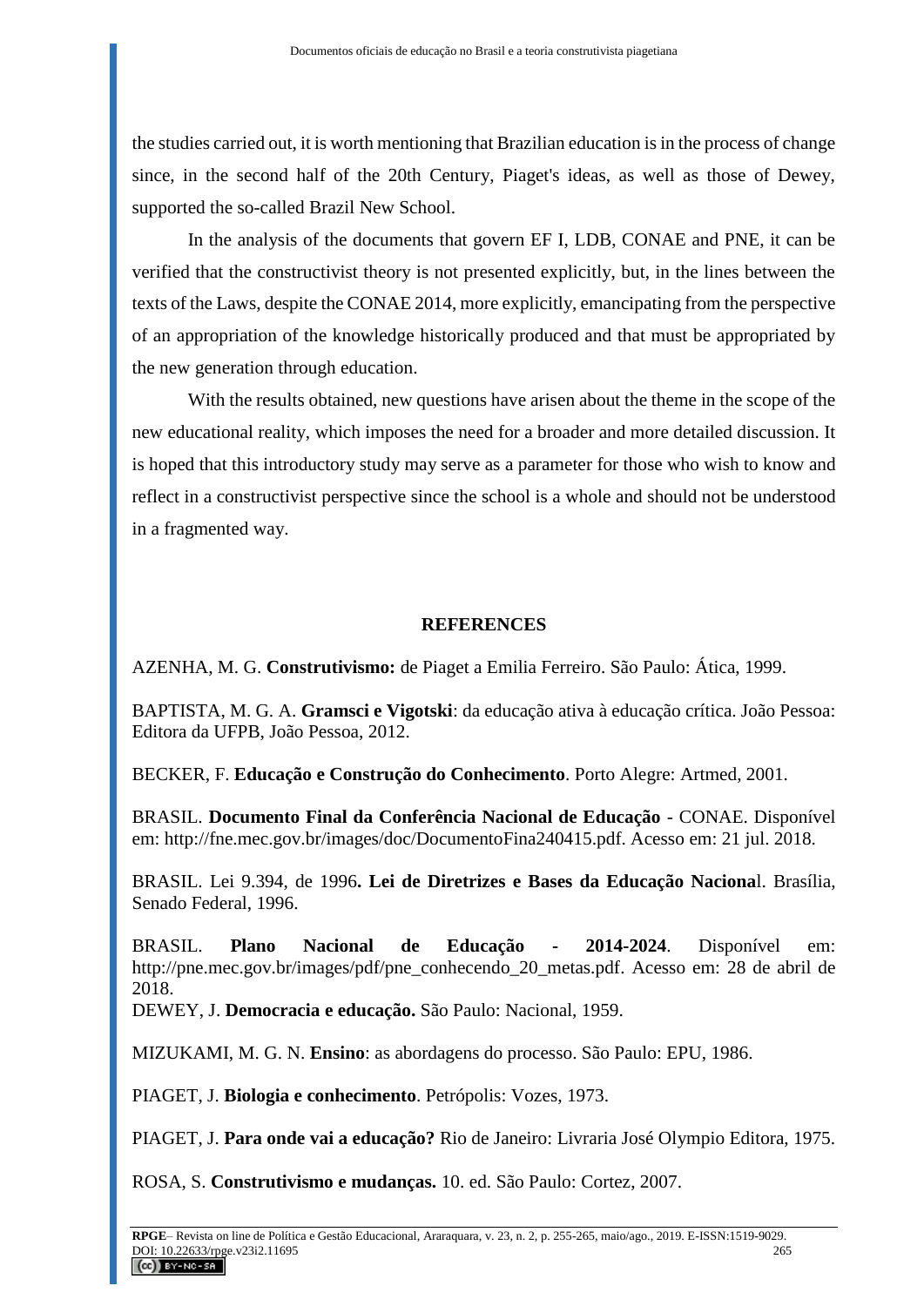the studies carried out, it is worth mentioning that Brazilian education is in the process of change since, in the second half of the 20th Century, Piaget's ideas, as well as those of Dewey, supported the so-called Brazil New School.

In the analysis of the documents that govern EF I, LDB, CONAE and PNE, it can be verified that the constructivist theory is not presented explicitly, but, in the lines between the texts of the Laws, despite the CONAE 2014, more explicitly, emancipating from the perspective of an appropriation of the knowledge historically produced and that must be appropriated by the new generation through education.

With the results obtained, new questions have arisen about the theme in the scope of the new educational reality, which imposes the need for a broader and more detailed discussion. It is hoped that this introductory study may serve as a parameter for those who wish to know and reflect in a constructivist perspective since the school is a whole and should not be understood in a fragmented way.

## REFERENCES

AZENHA, M. G. **Construtivismo:** de Piaget a Emilia Ferreiro. São Paulo: Ática, 1999.

BAPTISTA, M. G. A. **Gramsci e Vigotski**: da educação ativa à educação crítica. João Pessoa: Editora da UFPB, João Pessoa, 2012.

BECKER, F. **Educação e Construção do Conhecimento**. Porto Alegre: Artmed, 2001.

BRASIL. **Documento Final da Conferência Nacional de Educação** - CONAE. Disponível em: http://fne.mec.gov.br/images/doc/DocumentoFina240415.pdf. Acesso em: 21 jul. 2018.

BRASIL. Lei 9.394, de 1996**. Lei de Diretrizes e Bases da Educação Naciona**l. Brasília, Senado Federal, 1996.

BRASIL. **Plano Nacional de Educação - 2014-2024**. Disponível em: http://pne.mec.gov.br/images/pdf/pne_conhecendo_20_metas.pdf. Acesso em: 28 de abril de 2018.

DEWEY, J. **Democracia e educação.** São Paulo: Nacional, 1959.

MIZUKAMI, M. G. N. **Ensino**: as abordagens do processo. São Paulo: EPU, 1986.

PIAGET, J. **Biologia e conhecimento**. Petrópolis: Vozes, 1973.

PIAGET, J. **Para onde vai a educação?** Rio de Janeiro: Livraria José Olympio Editora, 1975.

ROSA, S. **Construtivismo e mudanças.** 10. ed. São Paulo: Cortez, 2007.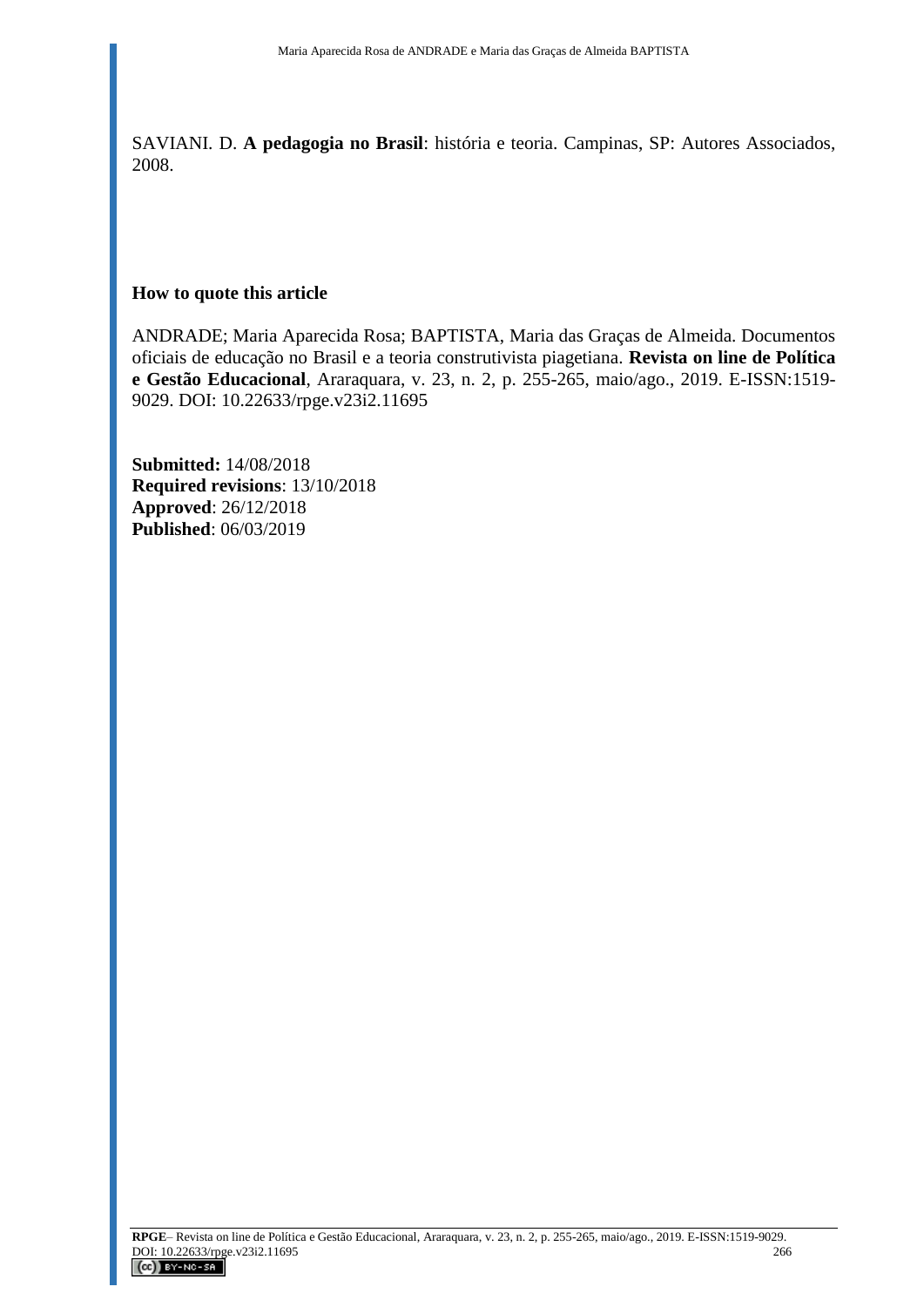SAVIANI. D. **A pedagogia no Brasil**: história e teoria. Campinas, SP: Autores Associados, 2008.

### How to quote this article

ANDRADE; Maria Aparecida Rosa; BAPTISTA, Maria das Graças de Almeida. Documentos oficiais de educação no Brasil e a teoria construtivista piagetiana. **Revista on line de Política e Gestão Educacional**, Araraquara, v. 23, n. 2, p. 255-265, maio/ago., 2019. E-ISSN:1519-9029. DOI: 10.22633/rpge.v23i2.11695

**Submitted:** 14/08/2018
**Required revisions**: 13/10/2018
**Approved**: 26/12/2018
**Published**: 06/03/2019